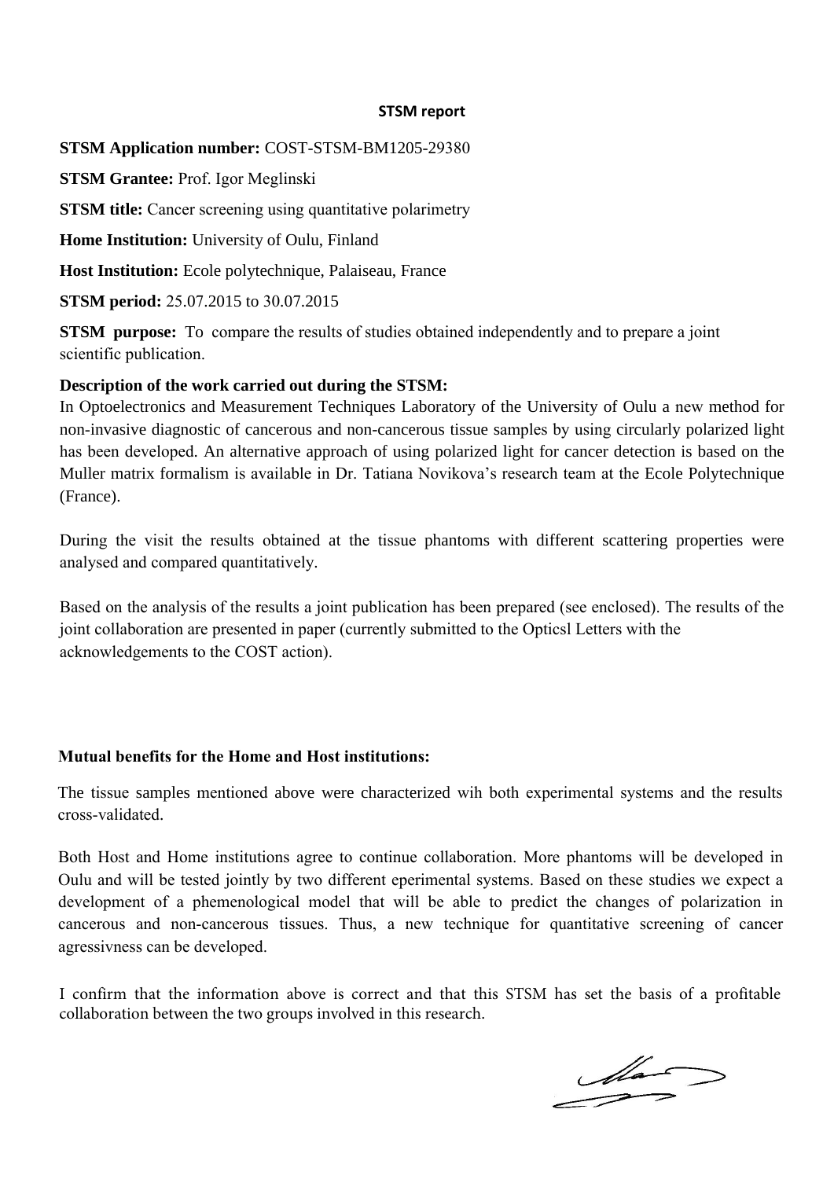# STSM report

**STSM Application number:** COST-STSM-BM1205-29380

**STSM Grantee:** Prof. Igor Meglinski

**STSM title:** Cancer screening using quantitative polarimetry

**Home Institution:** University of Oulu, Finland

**Host Institution:** Ecole polytechnique, Palaiseau, France

**STSM period:** 25.07.2015 to 30.07.2015

**STSM purpose:** To compare the results of studies obtained independently and to prepare a joint scientific publication.

**Description of the work carried out during the STSM:**

In Optoelectronics and Measurement Techniques Laboratory of the University of Oulu a new method for non-invasive diagnostic of cancerous and non-cancerous tissue samples by using circularly polarized light has been developed. An alternative approach of using polarized light for cancer detection is based on the Muller matrix formalism is available in Dr. Tatiana Novikova's research team at the Ecole Polytechnique (France).

During the visit the results obtained at the tissue phantoms with different scattering properties were analysed and compared quantitatively.

Based on the analysis of the results a joint publication has been prepared (see enclosed). The results of the joint collaboration are presented in paper (currently submitted to the Opticsl Letters with the acknowledgements to the COST action).

**Mutual benefits for the Home and Host institutions:**

The tissue samples mentioned above were characterized wih both experimental systems and the results cross-validated.

Both Host and Home institutions agree to continue collaboration. More phantoms will be developed in Oulu and will be tested jointly by two different eperimental systems. Based on these studies we expect a development of a phemenological model that will be able to predict the changes of polarization in cancerous and non-cancerous tissues. Thus, a new technique for quantitative screening of cancer agressivness can be developed.

I confirm that the information above is correct and that this STSM has set the basis of a profitable collaboration between the two groups involved in this research.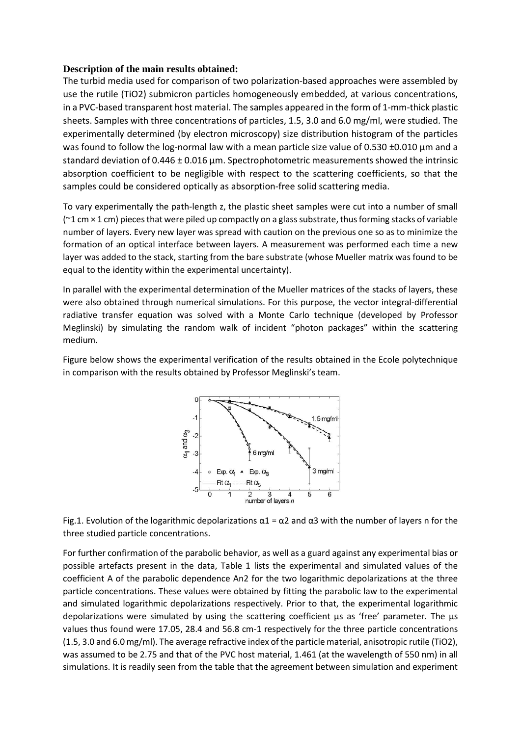**Description of the main results obtained:**

The turbid media used for comparison of two polarization-based approaches were assembled by use the rutile ($TiO_2$) submicron particles homogeneously embedded, at various concentrations, in a PVC-based transparent host material. The samples appeared in the form of 1-mm-thick plastic sheets. Samples with three concentrations of particles, 1.5, 3.0 and 6.0 mg/ml, were studied. The experimentally determined (by electron microscopy) size distribution histogram of the particles was found to follow the log-normal law with a mean particle size value of 0.530 ±0.010 µm and a standard deviation of 0.446 ± 0.016 µm. Spectrophotometric measurements showed the intrinsic absorption coefficient to be negligible with respect to the scattering coefficients, so that the samples could be considered optically as absorption-free solid scattering media.

To vary experimentally the path-length z, the plastic sheet samples were cut into a number of small (~1 cm × 1 cm) pieces that were piled up compactly on a glass substrate, thus forming stacks of variable number of layers. Every new layer was spread with caution on the previous one so as to minimize the formation of an optical interface between layers. A measurement was performed each time a new layer was added to the stack, starting from the bare substrate (whose Mueller matrix was found to be equal to the identity within the experimental uncertainty).

In parallel with the experimental determination of the Mueller matrices of the stacks of layers, these were also obtained through numerical simulations. For this purpose, the vector integral-differential radiative transfer equation was solved with a Monte Carlo technique (developed by Professor Meglinski) by simulating the random walk of incident "photon packages" within the scattering medium.

Figure below shows the experimental verification of the results obtained in the Ecole polytechnique in comparison with the results obtained by Professor Meglinski's team.

Fig.1. Evolution of the logarithmic depolarizations $\alpha_1 = \alpha_2$ and $\alpha_3$ with the number of layers n for the three studied particle concentrations.

For further confirmation of the parabolic behavior, as well as a guard against any experimental bias or possible artefacts present in the data, Table 1 lists the experimental and simulated values of the coefficient A of the parabolic dependence $An^2$ for the two logarithmic depolarizations at the three particle concentrations. These values were obtained by fitting the parabolic law to the experimental and simulated logarithmic depolarizations respectively. Prior to that, the experimental logarithmic depolarizations were simulated by using the scattering coefficient $\mu_s$ as 'free' parameter. The $\mu_s$ values thus found were 17.05, 28.4 and 56.8 $cm^{-1}$ respectively for the three particle concentrations (1.5, 3.0 and 6.0 mg/ml). The average refractive index of the particle material, anisotropic rutile ($TiO_2$), was assumed to be 2.75 and that of the PVC host material, 1.461 (at the wavelength of 550 nm) in all simulations. It is readily seen from the table that the agreement between simulation and experiment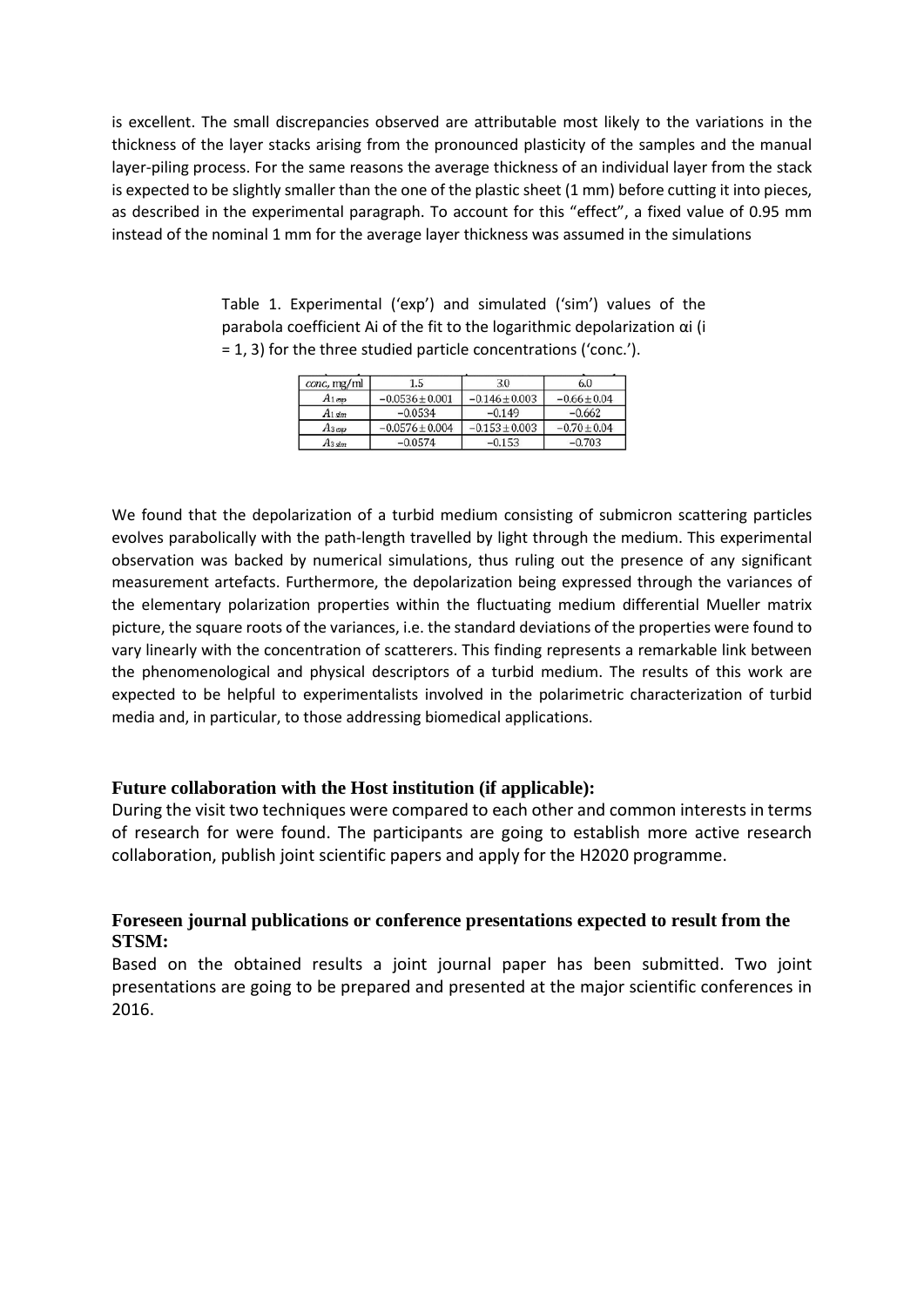is excellent. The small discrepancies observed are attributable most likely to the variations in the thickness of the layer stacks arising from the pronounced plasticity of the samples and the manual layer-piling process. For the same reasons the average thickness of an individual layer from the stack is expected to be slightly smaller than the one of the plastic sheet (1 mm) before cutting it into pieces, as described in the experimental paragraph. To account for this "effect", a fixed value of 0.95 mm instead of the nominal 1 mm for the average layer thickness was assumed in the simulations

Table 1. Experimental ('exp') and simulated ('sim') values of the parabola coefficient Ai of the fit to the logarithmic depolarization αi (i = 1, 3) for the three studied particle concentrations ('conc.').

| *conc*, mg/ml | 1.5 | 3.0 | 6.0 |
|---|---|---|---|
| $A_{1\,exp}$ | $-0.0536 \pm 0.001$ | $-0.146 \pm 0.003$ | $-0.66 \pm 0.04$ |
| $A_{1\,sim}$ | $-0.0534$ | $-0.149$ | $-0.662$ |
| $A_{3\,exp}$ | $-0.0576 \pm 0.004$ | $-0.153 \pm 0.003$ | $-0.70 \pm 0.04$ |
| $A_{3\,sim}$ | $-0.0574$ | $-0.153$ | $-0.703$ |

We found that the depolarization of a turbid medium consisting of submicron scattering particles evolves parabolically with the path-length travelled by light through the medium. This experimental observation was backed by numerical simulations, thus ruling out the presence of any significant measurement artefacts. Furthermore, the depolarization being expressed through the variances of the elementary polarization properties within the fluctuating medium differential Mueller matrix picture, the square roots of the variances, i.e. the standard deviations of the properties were found to vary linearly with the concentration of scatterers. This finding represents a remarkable link between the phenomenological and physical descriptors of a turbid medium. The results of this work are expected to be helpful to experimentalists involved in the polarimetric characterization of turbid media and, in particular, to those addressing biomedical applications.

**Future collaboration with the Host institution (if applicable):**

During the visit two techniques were compared to each other and common interests in terms of research for were found. The participants are going to establish more active research collaboration, publish joint scientific papers and apply for the H2020 programme.

**Foreseen journal publications or conference presentations expected to result from the STSM:**

Based on the obtained results a joint journal paper has been submitted. Two joint presentations are going to be prepared and presented at the major scientific conferences in 2016.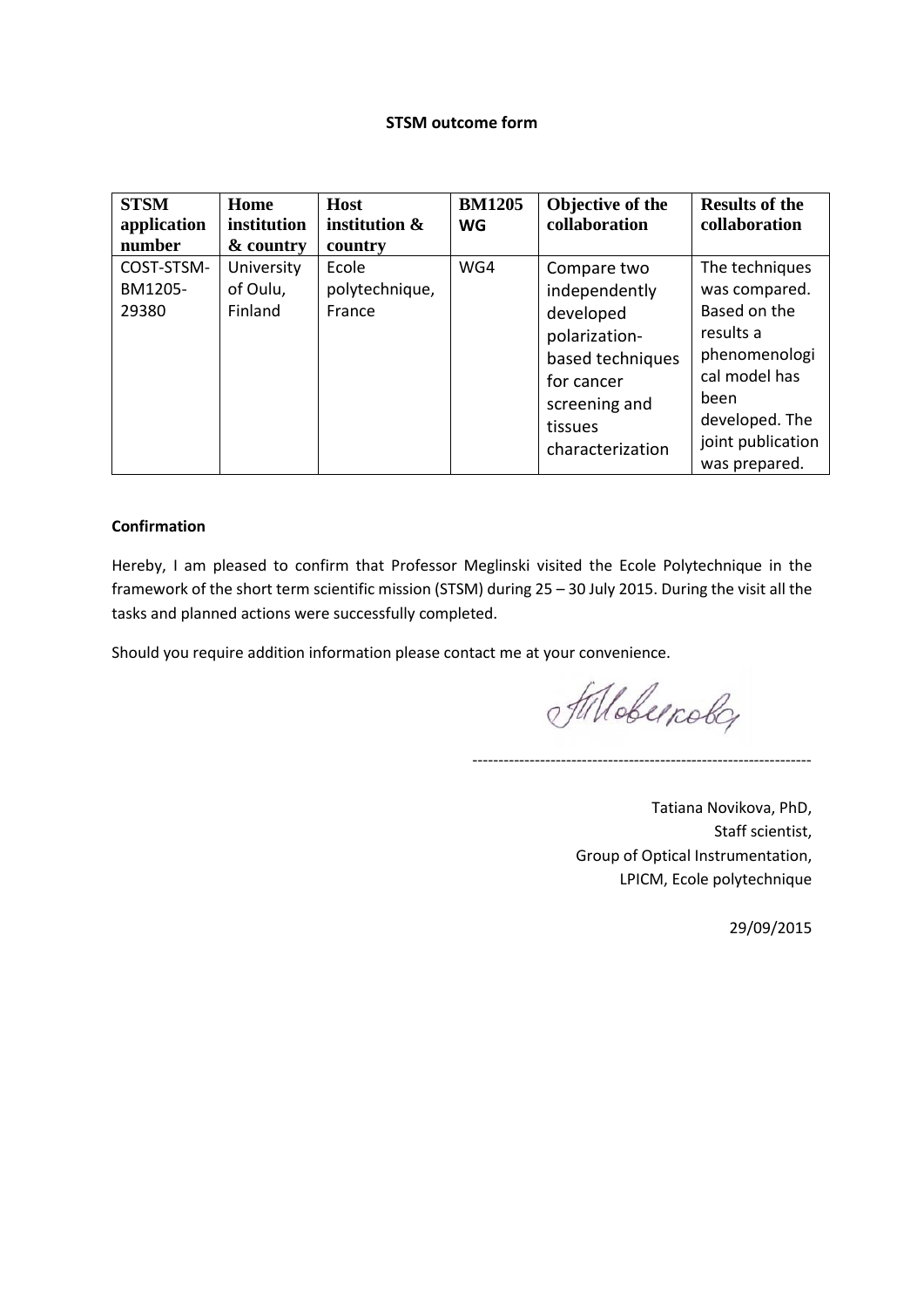**STSM outcome form**

| STSM application number | Home institution & country | Host institution & country | BM1205 WG | Objective of the collaboration | Results of the collaboration |
|---|---|---|---|---|---|
| COST-STSM-BM1205-29380 | University of Oulu, Finland | Ecole polytechnique, France | WG4 | Compare two independently developed polarization-based techniques for cancer screening and tissues characterization | The techniques was compared. Based on the results a phenomenological model has been developed. The joint publication was prepared. |

**Confirmation**

Hereby, I am pleased to confirm that Professor Meglinski visited the Ecole Polytechnique in the framework of the short term scientific mission (STSM) during 25 – 30 July 2015. During the visit all the tasks and planned actions were successfully completed.

Should you require addition information please contact me at your convenience.

-----------------------------------------------------------------

Tatiana Novikova, PhD,
Staff scientist,
Group of Optical Instrumentation,
LPICM, Ecole polytechnique

29/09/2015